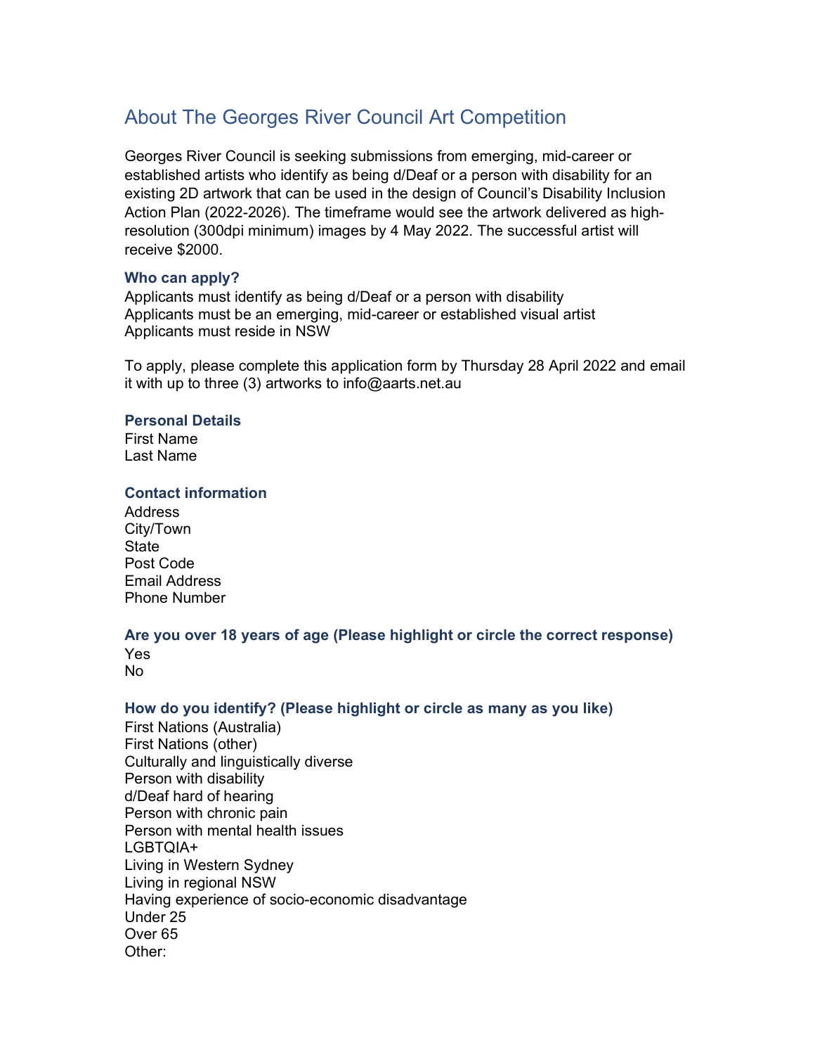# About The Georges River Council Art Competition

Georges River Council is seeking submissions from emerging, mid-career or established artists who identify as being d/Deaf or a person with disability for an existing 2D artwork that can be used in the design of Council's Disability Inclusion Action Plan (2022-2026). The timeframe would see the artwork delivered as high-resolution (300dpi minimum) images by 4 May 2022. The successful artist will receive $2000.

### Who can apply?

Applicants must identify as being d/Deaf or a person with disability
Applicants must be an emerging, mid-career or established visual artist
Applicants must reside in NSW

To apply, please complete this application form by Thursday 28 April 2022 and email it with up to three (3) artworks to info@aarts.net.au

### Personal Details

First Name
Last Name

### Contact information

Address
City/Town
State
Post Code
Email Address
Phone Number

### Are you over 18 years of age (Please highlight or circle the correct response)

Yes
No

### How do you identify? (Please highlight or circle as many as you like)

First Nations (Australia)
First Nations (other)
Culturally and linguistically diverse
Person with disability
d/Deaf hard of hearing
Person with chronic pain
Person with mental health issues
LGBTQIA+
Living in Western Sydney
Living in regional NSW
Having experience of socio-economic disadvantage
Under 25
Over 65
Other: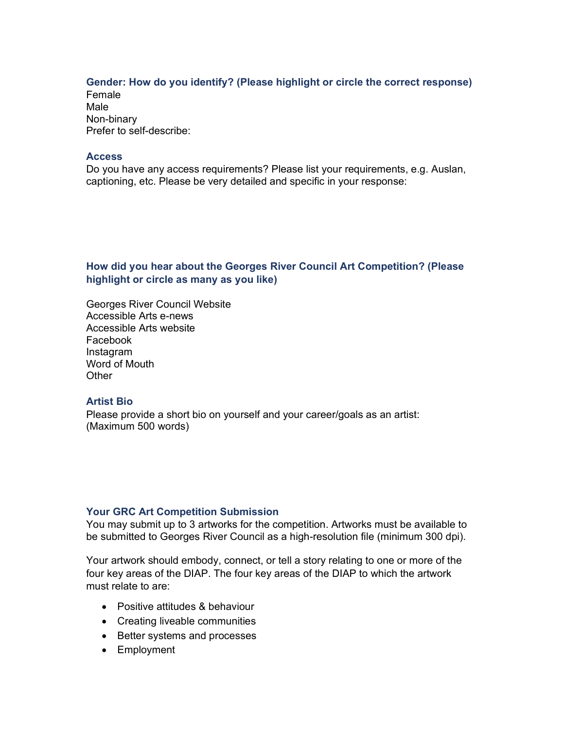### Gender: How do you identify? (Please highlight or circle the correct response)

Female
Male
Non-binary
Prefer to self-describe:

### Access

Do you have any access requirements? Please list your requirements, e.g. Auslan, captioning, etc. Please be very detailed and specific in your response:

### How did you hear about the Georges River Council Art Competition? (Please highlight or circle as many as you like)

Georges River Council Website
Accessible Arts e-news
Accessible Arts website
Facebook
Instagram
Word of Mouth
Other

### Artist Bio

Please provide a short bio on yourself and your career/goals as an artist:
(Maximum 500 words)

### Your GRC Art Competition Submission

You may submit up to 3 artworks for the competition. Artworks must be available to be submitted to Georges River Council as a high-resolution file (minimum 300 dpi).

Your artwork should embody, connect, or tell a story relating to one or more of the four key areas of the DIAP. The four key areas of the DIAP to which the artwork must relate to are:

- Positive attitudes & behaviour
- Creating liveable communities
- Better systems and processes
- Employment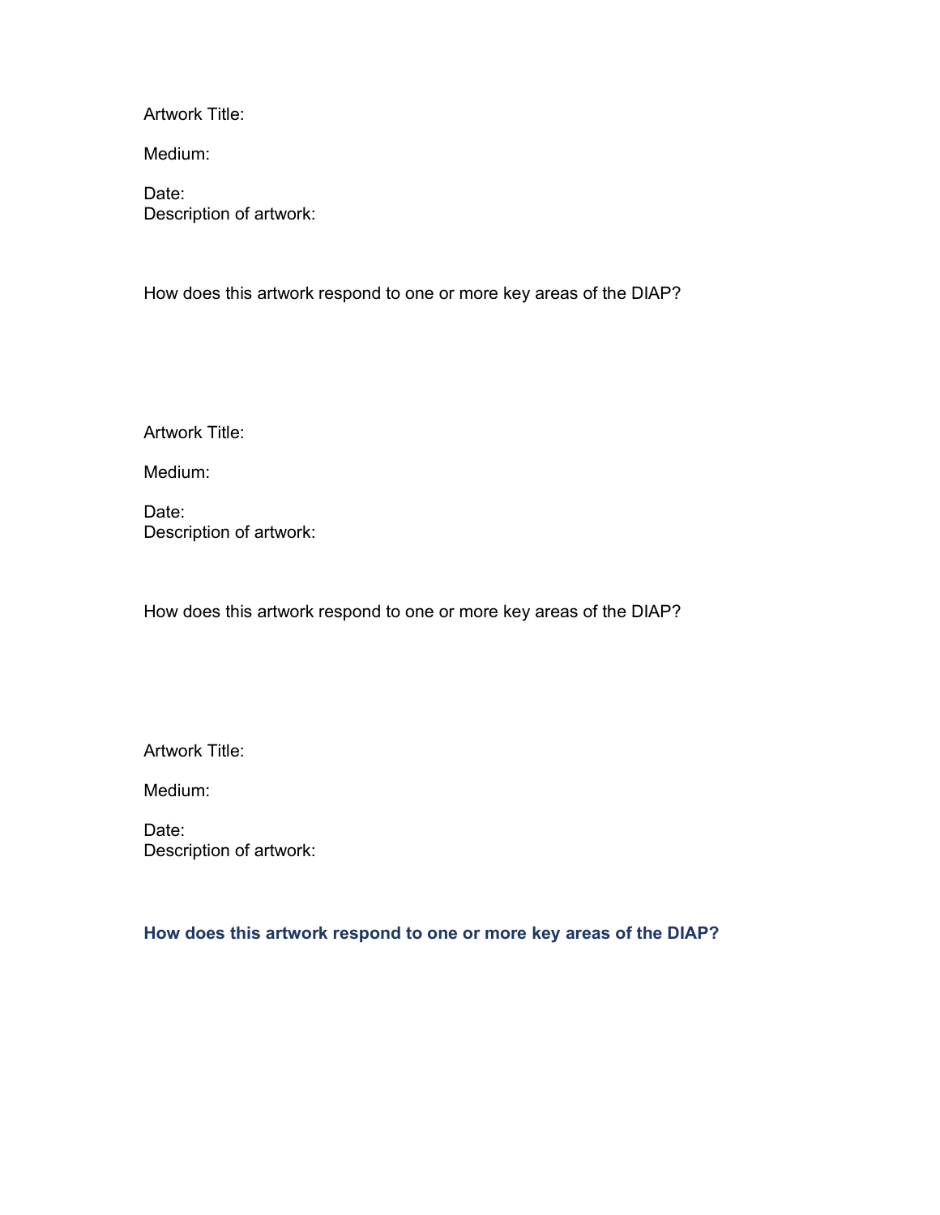Artwork Title:

Medium:

Date:
Description of artwork:

How does this artwork respond to one or more key areas of the DIAP?

Artwork Title:

Medium:

Date:
Description of artwork:

How does this artwork respond to one or more key areas of the DIAP?

Artwork Title:

Medium:

Date:
Description of artwork:

**How does this artwork respond to one or more key areas of the DIAP?**